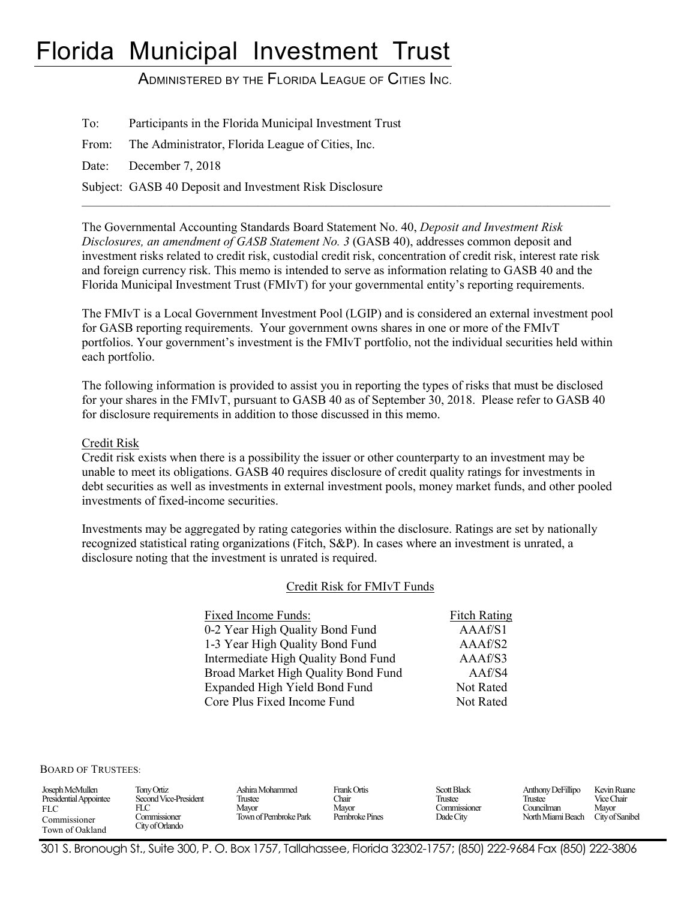# Florida Municipal Investment Trust

ADMINISTERED BY THE FLORIDA LEAGUE OF CITIES INC.

To: Participants in the Florida Municipal Investment Trust

From: The Administrator, Florida League of Cities, Inc.

Date: December 7, 2018

Subject: GASB 40 Deposit and Investment Risk Disclosure

---

The Governmental Accounting Standards Board Statement No. 40, *Deposit and Investment Risk Disclosures, an amendment of GASB Statement No. 3* (GASB 40), addresses common deposit and investment risks related to credit risk, custodial credit risk, concentration of credit risk, interest rate risk and foreign currency risk. This memo is intended to serve as information relating to GASB 40 and the Florida Municipal Investment Trust (FMIvT) for your governmental entity's reporting requirements.

The FMIvT is a Local Government Investment Pool (LGIP) and is considered an external investment pool for GASB reporting requirements. Your government owns shares in one or more of the FMIvT portfolios. Your government's investment is the FMIvT portfolio, not the individual securities held within each portfolio.

The following information is provided to assist you in reporting the types of risks that must be disclosed for your shares in the FMIvT, pursuant to GASB 40 as of September 30, 2018. Please refer to GASB 40 for disclosure requirements in addition to those discussed in this memo.

## Credit Risk

Credit risk exists when there is a possibility the issuer or other counterparty to an investment may be unable to meet its obligations. GASB 40 requires disclosure of credit quality ratings for investments in debt securities as well as investments in external investment pools, money market funds, and other pooled investments of fixed-income securities.

Investments may be aggregated by rating categories within the disclosure. Ratings are set by nationally recognized statistical rating organizations (Fitch, S&P). In cases where an investment is unrated, a disclosure noting that the investment is unrated is required.

### Credit Risk for FMIvT Funds

| Fixed Income Funds: | Fitch Rating |
| --- | --- |
| 0-2 Year High Quality Bond Fund | AAAf/S1 |
| 1-3 Year High Quality Bond Fund | AAAf/S2 |
| Intermediate High Quality Bond Fund | AAAf/S3 |
| Broad Market High Quality Bond Fund | AAf/S4 |
| Expanded High Yield Bond Fund | Not Rated |
| Core Plus Fixed Income Fund | Not Rated |

BOARD OF TRUSTEES:

| Joseph McMullen | Tony Ortiz | Ashira Mohammed | Frank Ortis | Scott Black | Anthony DeFillipo | Kevin Ruane |
| --- | --- | --- | --- | --- | --- | --- |
| Presidential Appointee | Second Vice-President | Trustee | Chair | Trustee | Trustee | Vice Chair |
| FLC | FLC | Mayor | Mayor | Commissioner | Councilman | Mayor |
| Commissioner | Commissioner | Town of Pembroke Park | Pembroke Pines | Dade City | North Miami Beach | City of Sanibel |
| Town of Oakland | City of Orlando | | | | | |

301 S. Bronough St., Suite 300, P. O. Box 1757, Tallahassee, Florida 32302-1757; (850) 222-9684 Fax (850) 222-3806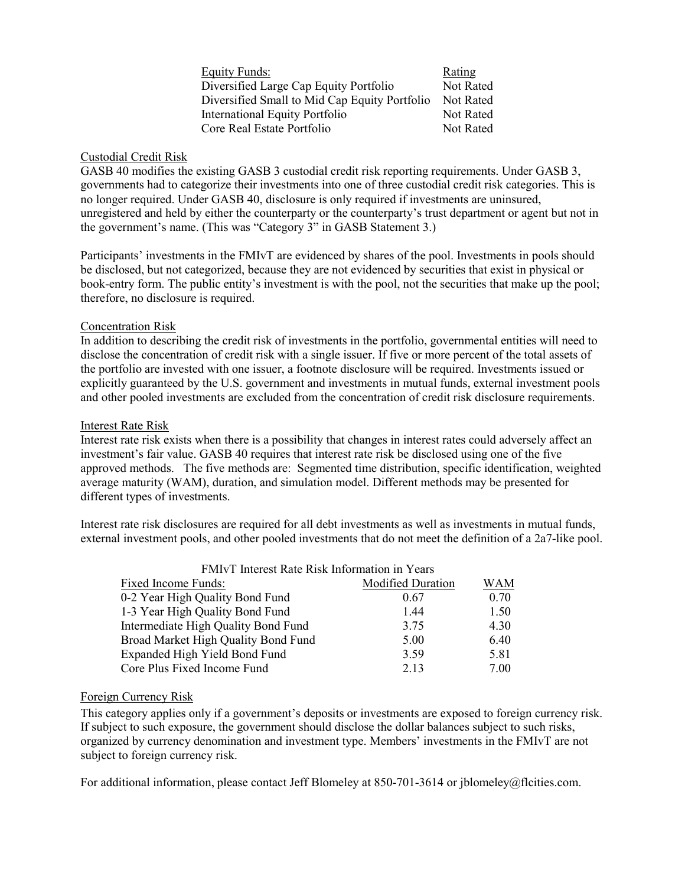| Equity Funds: | Rating |
| --- | --- |
| Diversified Large Cap Equity Portfolio | Not Rated |
| Diversified Small to Mid Cap Equity Portfolio | Not Rated |
| International Equity Portfolio | Not Rated |
| Core Real Estate Portfolio | Not Rated |

## Custodial Credit Risk

GASB 40 modifies the existing GASB 3 custodial credit risk reporting requirements. Under GASB 3, governments had to categorize their investments into one of three custodial credit risk categories. This is no longer required. Under GASB 40, disclosure is only required if investments are uninsured, unregistered and held by either the counterparty or the counterparty's trust department or agent but not in the government's name. (This was "Category 3" in GASB Statement 3.)

Participants' investments in the FMIvT are evidenced by shares of the pool. Investments in pools should be disclosed, but not categorized, because they are not evidenced by securities that exist in physical or book-entry form. The public entity's investment is with the pool, not the securities that make up the pool; therefore, no disclosure is required.

## Concentration Risk

In addition to describing the credit risk of investments in the portfolio, governmental entities will need to disclose the concentration of credit risk with a single issuer. If five or more percent of the total assets of the portfolio are invested with one issuer, a footnote disclosure will be required. Investments issued or explicitly guaranteed by the U.S. government and investments in mutual funds, external investment pools and other pooled investments are excluded from the concentration of credit risk disclosure requirements.

## Interest Rate Risk

Interest rate risk exists when there is a possibility that changes in interest rates could adversely affect an investment's fair value. GASB 40 requires that interest rate risk be disclosed using one of the five approved methods. The five methods are: Segmented time distribution, specific identification, weighted average maturity (WAM), duration, and simulation model. Different methods may be presented for different types of investments.

Interest rate risk disclosures are required for all debt investments as well as investments in mutual funds, external investment pools, and other pooled investments that do not meet the definition of a 2a7-like pool.

FMIvT Interest Rate Risk Information in Years

| Fixed Income Funds: | Modified Duration | WAM |
| --- | --- | --- |
| 0-2 Year High Quality Bond Fund | 0.67 | 0.70 |
| 1-3 Year High Quality Bond Fund | 1.44 | 1.50 |
| Intermediate High Quality Bond Fund | 3.75 | 4.30 |
| Broad Market High Quality Bond Fund | 5.00 | 6.40 |
| Expanded High Yield Bond Fund | 3.59 | 5.81 |
| Core Plus Fixed Income Fund | 2.13 | 7.00 |

## Foreign Currency Risk

This category applies only if a government's deposits or investments are exposed to foreign currency risk. If subject to such exposure, the government should disclose the dollar balances subject to such risks, organized by currency denomination and investment type. Members' investments in the FMIvT are not subject to foreign currency risk.

For additional information, please contact Jeff Blomeley at 850-701-3614 or jblomeley@flcities.com.